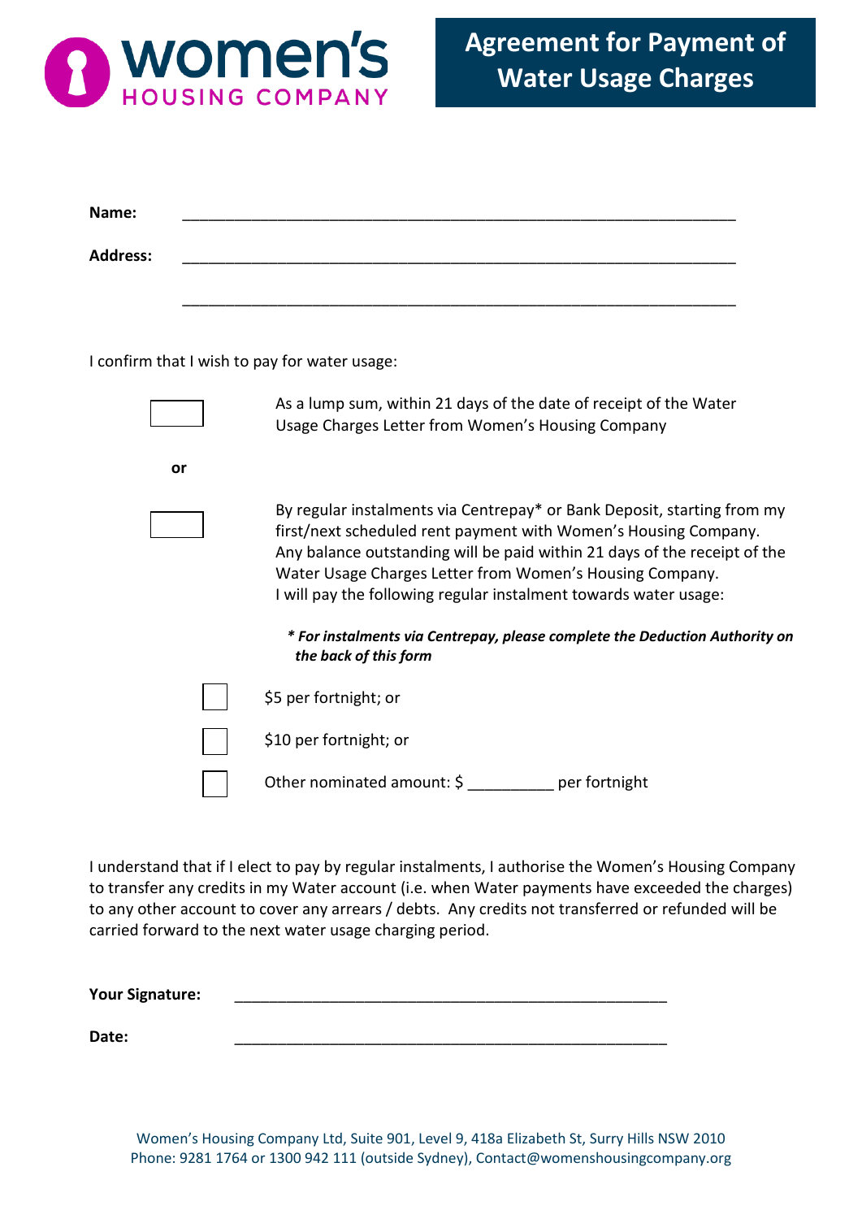women's HOUSING COMPANY

# Agreement for Payment of Water Usage Charges

**Name:** ______________________________________________________________

**Address:** ______________________________________________________________

______________________________________________________________

I confirm that I wish to pay for water usage:

☐ As a lump sum, within 21 days of the date of receipt of the Water Usage Charges Letter from Women's Housing Company

**or**

☐ By regular instalments via Centrepay* or Bank Deposit, starting from my first/next scheduled rent payment with Women's Housing Company. Any balance outstanding will be paid within 21 days of the receipt of the Water Usage Charges Letter from Women's Housing Company.
I will pay the following regular instalment towards water usage:

***** *For instalments via Centrepay, please complete the Deduction Authority on the back of this form***

☐ $5 per fortnight; or

☐ $10 per fortnight; or

☐ Other nominated amount: $ __________ per fortnight

I understand that if I elect to pay by regular instalments, I authorise the Women's Housing Company to transfer any credits in my Water account (i.e. when Water payments have exceeded the charges) to any other account to cover any arrears / debts. Any credits not transferred or refunded will be carried forward to the next water usage charging period.

**Your Signature:** ____________________________________________________

**Date:** ____________________________________________________

Women's Housing Company Ltd, Suite 901, Level 9, 418a Elizabeth St, Surry Hills NSW 2010
Phone: 9281 1764 or 1300 942 111 (outside Sydney), Contact@womenshousingcompany.org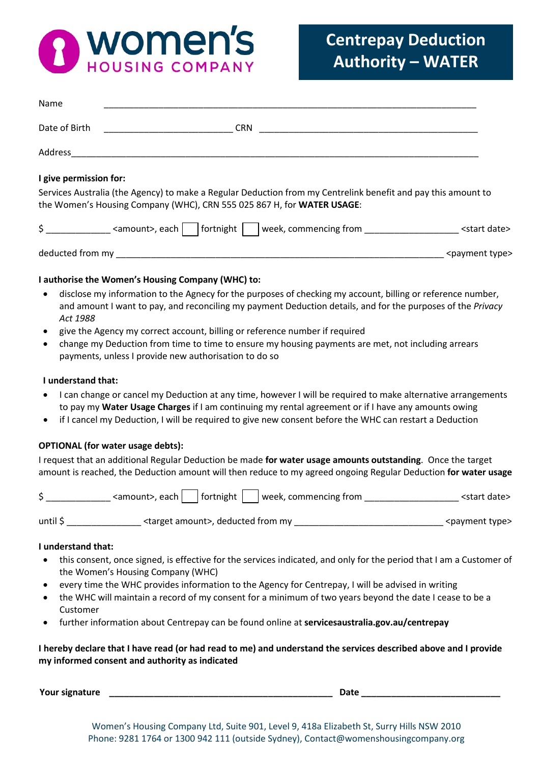**women's** HOUSING COMPANY

# Centrepay Deduction Authority – WATER

Name ________________________________________________________________________________

Date of Birth __________________________ CRN ______________________________________________

Address_______________________________________________________________________________________

**I give permission for:**

Services Australia (the Agency) to make a Regular Deduction from my Centrelink benefit and pay this amount to the Women's Housing Company (WHC), CRN 555 025 867 H, for **WATER USAGE**:

$ _____________ <amount>, each ☐ fortnight ☐ week, commencing from ___________________ <start date>

deducted from my ___________________________________________________________________ <payment type>

**I authorise the Women's Housing Company (WHC) to:**

- disclose my information to the Agecy for the purposes of checking my account, billing or reference number, and amount I want to pay, and reconciling my payment Deduction details, and for the purposes of the *Privacy Act 1988*
- give the Agency my correct account, billing or reference number if required
- change my Deduction from time to time to ensure my housing payments are met, not including arrears payments, unless I provide new authorisation to do so

**I understand that:**

- I can change or cancel my Deduction at any time, however I will be required to make alternative arrangements to pay my **Water Usage Charges** if I am continuing my rental agreement or if I have any amounts owing
- if I cancel my Deduction, I will be required to give new consent before the WHC can restart a Deduction

**OPTIONAL (for water usage debts):**

I request that an additional Regular Deduction be made **for water usage amounts outstanding**. Once the target amount is reached, the Deduction amount will then reduce to my agreed ongoing Regular Deduction **for water usage**

$ _____________ <amount>, each ☐ fortnight ☐ week, commencing from ___________________ <start date>

until $ _______________ <target amount>, deducted from my ______________________________ <payment type>

**I understand that:**

- this consent, once signed, is effective for the services indicated, and only for the period that I am a Customer of the Women's Housing Company (WHC)
- every time the WHC provides information to the Agency for Centrepay, I will be advised in writing
- the WHC will maintain a record of my consent for a minimum of two years beyond the date I cease to be a Customer
- further information about Centrepay can be found online at **servicesaustralia.gov.au/centrepay**

**I hereby declare that I have read (or had read to me) and understand the services described above and I provide my informed consent and authority as indicated**

**Your signature** ______________________________________________ **Date** ____________________________

Women's Housing Company Ltd, Suite 901, Level 9, 418a Elizabeth St, Surry Hills NSW 2010
Phone: 9281 1764 or 1300 942 111 (outside Sydney), Contact@womenshousingcompany.org